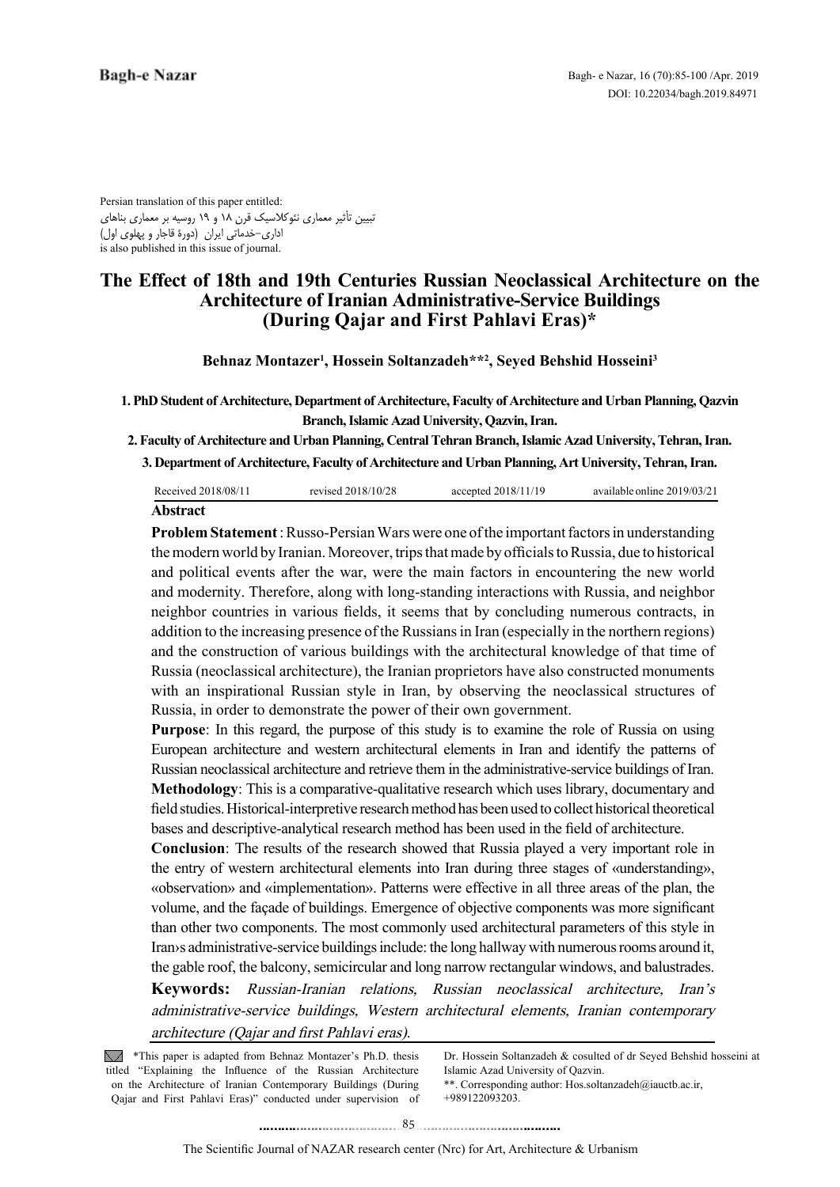Persian translation of this paper entitled:
تبیین تأثیر معماری نئوکلاسیک قرن ۱۸ و ۱۹ روسیه بر معماری بناهای اداری-خدماتی ایران (دورهٔ قاجار و پهلوی اول)
is also published in this issue of journal.

# The Effect of 18th and 19th Centuries Russian Neoclassical Architecture on the Architecture of Iranian Administrative-Service Buildings (During Qajar and First Pahlavi Eras)*

**Behnaz Montazer[1], Hossein Soltanzadeh**[2], Seyed Behshid Hosseini[3]**

**1. PhD Student of Architecture, Department of Architecture, Faculty of Architecture and Urban Planning, Qazvin Branch, Islamic Azad University, Qazvin, Iran.**

**2. Faculty of Architecture and Urban Planning, Central Tehran Branch, Islamic Azad University, Tehran, Iran.**

**3. Department of Architecture, Faculty of Architecture and Urban Planning, Art University, Tehran, Iran.**

Received 2018/08/11 revised 2018/10/28 accepted 2018/11/19 available online 2019/03/21

## Abstract

**Problem Statement**: Russo-Persian Wars were one of the important factors in understanding the modern world by Iranian. Moreover, trips that made by officials to Russia, due to historical and political events after the war, were the main factors in encountering the new world and modernity. Therefore, along with long-standing interactions with Russia, and neighbor neighbor countries in various fields, it seems that by concluding numerous contracts, in addition to the increasing presence of the Russians in Iran (especially in the northern regions) and the construction of various buildings with the architectural knowledge of that time of Russia (neoclassical architecture), the Iranian proprietors have also constructed monuments with an inspirational Russian style in Iran, by observing the neoclassical structures of Russia, in order to demonstrate the power of their own government.

**Purpose**: In this regard, the purpose of this study is to examine the role of Russia on using European architecture and western architectural elements in Iran and identify the patterns of Russian neoclassical architecture and retrieve them in the administrative-service buildings of Iran.

**Methodology**: This is a comparative-qualitative research which uses library, documentary and field studies. Historical-interpretive research method has been used to collect historical theoretical bases and descriptive-analytical research method has been used in the field of architecture.

**Conclusion**: The results of the research showed that Russia played a very important role in the entry of western architectural elements into Iran during three stages of «understanding», «observation» and «implementation». Patterns were effective in all three areas of the plan, the volume, and the façade of buildings. Emergence of objective components was more significant than other two components. The most commonly used architectural parameters of this style in Iran›s administrative-service buildings include: the long hallway with numerous rooms around it, the gable roof, the balcony, semicircular and long narrow rectangular windows, and balustrades.

**Keywords:** *Russian-Iranian relations, Russian neoclassical architecture, Iran's administrative-service buildings, Western architectural elements, Iranian contemporary architecture (Qajar and first Pahlavi eras).*

*This paper is adapted from Behnaz Montazer's Ph.D. thesis titled "Explaining the Influence of the Russian Architecture on the Architecture of Iranian Contemporary Buildings (During Qajar and First Pahlavi Eras)" conducted under supervision of Dr. Hossein Soltanzadeh & cosulted of dr Seyed Behshid hosseini at Islamic Azad University of Qazvin.

**. Corresponding author: Hos.soltanzadeh@iauctb.ac.ir, +989122093203.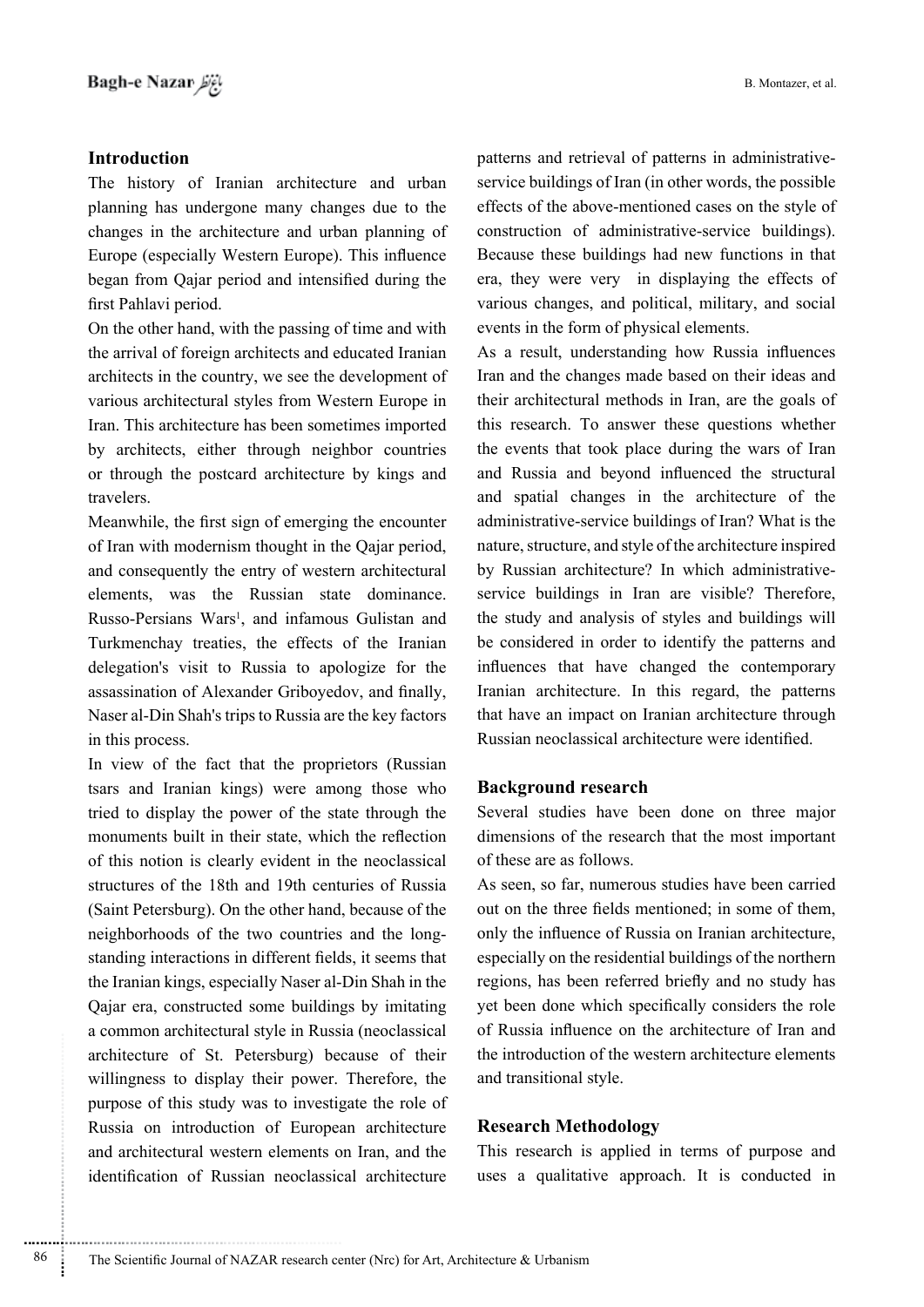## Introduction

The history of Iranian architecture and urban planning has undergone many changes due to the changes in the architecture and urban planning of Europe (especially Western Europe). This influence began from Qajar period and intensified during the first Pahlavi period.

On the other hand, with the passing of time and with the arrival of foreign architects and educated Iranian architects in the country, we see the development of various architectural styles from Western Europe in Iran. This architecture has been sometimes imported by architects, either through neighbor countries or through the postcard architecture by kings and travelers.

Meanwhile, the first sign of emerging the encounter of Iran with modernism thought in the Qajar period, and consequently the entry of western architectural elements, was the Russian state dominance. Russo-Persians Wars[1], and infamous Gulistan and Turkmenchay treaties, the effects of the Iranian delegation's visit to Russia to apologize for the assassination of Alexander Griboyedov, and finally, Naser al-Din Shah's trips to Russia are the key factors in this process.

In view of the fact that the proprietors (Russian tsars and Iranian kings) were among those who tried to display the power of the state through the monuments built in their state, which the reflection of this notion is clearly evident in the neoclassical structures of the 18th and 19th centuries of Russia (Saint Petersburg). On the other hand, because of the neighborhoods of the two countries and the long-standing interactions in different fields, it seems that the Iranian kings, especially Naser al-Din Shah in the Qajar era, constructed some buildings by imitating a common architectural style in Russia (neoclassical architecture of St. Petersburg) because of their willingness to display their power. Therefore, the purpose of this study was to investigate the role of Russia on introduction of European architecture and architectural western elements on Iran, and the identification of Russian neoclassical architecture patterns and retrieval of patterns in administrative-service buildings of Iran (in other words, the possible effects of the above-mentioned cases on the style of construction of administrative-service buildings). Because these buildings had new functions in that era, they were very in displaying the effects of various changes, and political, military, and social events in the form of physical elements.

As a result, understanding how Russia influences Iran and the changes made based on their ideas and their architectural methods in Iran, are the goals of this research. To answer these questions whether the events that took place during the wars of Iran and Russia and beyond influenced the structural and spatial changes in the architecture of the administrative-service buildings of Iran? What is the nature, structure, and style of the architecture inspired by Russian architecture? In which administrative-service buildings in Iran are visible? Therefore, the study and analysis of styles and buildings will be considered in order to identify the patterns and influences that have changed the contemporary Iranian architecture. In this regard, the patterns that have an impact on Iranian architecture through Russian neoclassical architecture were identified.

## Background research

Several studies have been done on three major dimensions of the research that the most important of these are as follows.

As seen, so far, numerous studies have been carried out on the three fields mentioned; in some of them, only the influence of Russia on Iranian architecture, especially on the residential buildings of the northern regions, has been referred briefly and no study has yet been done which specifically considers the role of Russia influence on the architecture of Iran and the introduction of the western architecture elements and transitional style.

## Research Methodology

This research is applied in terms of purpose and uses a qualitative approach. It is conducted in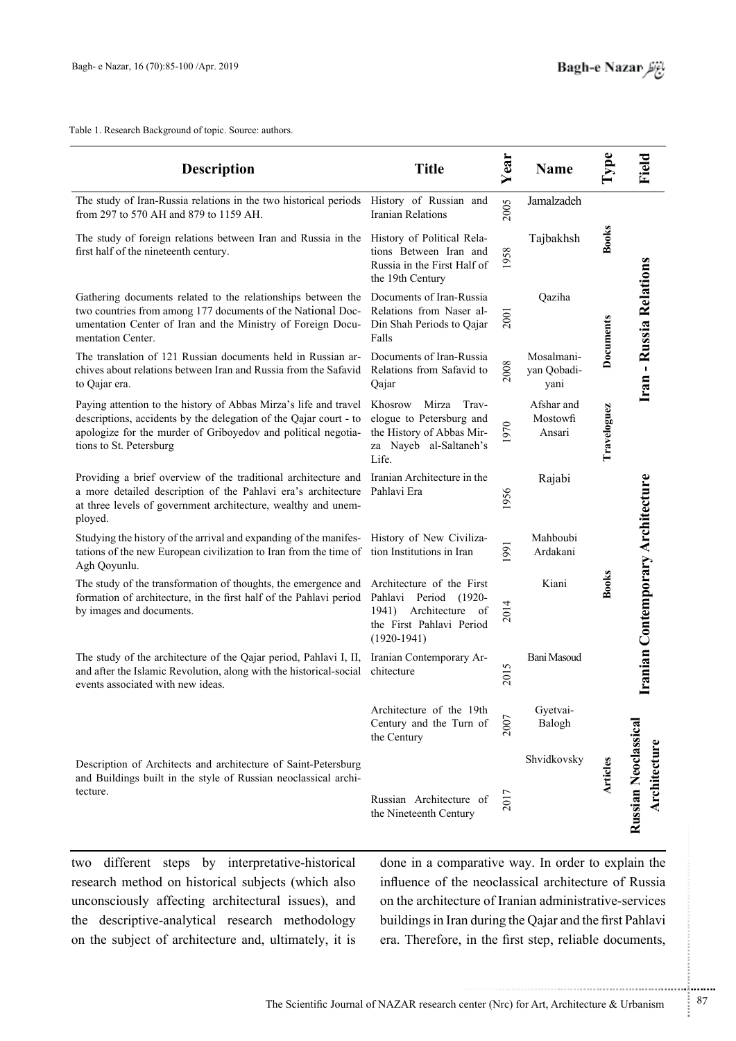Table 1. Research Background of topic. Source: authors.

| Description | Title | Year | Name | Type | Field |
|---|---|---|---|---|---|
| The study of Iran-Russia relations in the two historical periods from 297 to 570 AH and 879 to 1159 AH. | History of Russian and Iranian Relations | 2005 | Jamalzadeh | Books | Iran - Russia Relations |
| The study of foreign relations between Iran and Russia in the first half of the nineteenth century. | History of Political Relations Between Iran and Russia in the First Half of the 19th Century | 1958 | Tajbakhsh | Books | Iran - Russia Relations |
| Gathering documents related to the relationships between the two countries from among 177 documents of the National Documentation Center of Iran and the Ministry of Foreign Documentation Center. | Documents of Iran-Russia Relations from Naser al-Din Shah Periods to Qajar Falls | 2001 | Qaziha | Documents | Iran - Russia Relations |
| The translation of 121 Russian documents held in Russian archives about relations between Iran and Russia from the Safavid to Qajar era. | Documents of Iran-Russia Relations from Safavid to Qajar | 2008 | Mosalmani-yan Qobadi-yani | Documents | Iran - Russia Relations |
| Paying attention to the history of Abbas Mirza's life and travel descriptions, accidents by the delegation of the Qajar court - to apologize for the murder of Griboyedov and political negotiations to St. Petersburg | Khosrow Mirza Travelogue to Petersburg and the History of Abbas Mirza Nayeb al-Saltaneh's Life. | 1970 | Afshar and Mostowfi Ansari | Travelogue | Iran - Russia Relations |
| Providing a brief overview of the traditional architecture and a more detailed description of the Pahlavi era's architecture at three levels of government architecture, wealthy and unemployed. | Iranian Architecture in the Pahlavi Era | 1956 | Rajabi | Books | Iranian Contemporary Architecture |
| Studying the history of the arrival and expanding of the manifestations of the new European civilization to Iran from the time of Agh Qoyunlu. | History of New Civilization Institutions in Iran | 1991 | Mahboubi Ardakani | Books | Iranian Contemporary Architecture |
| The study of the transformation of thoughts, the emergence and formation of architecture, in the first half of the Pahlavi period by images and documents. | Architecture of the First Pahlavi Period (1920-1941) Architecture of the First Pahlavi Period (1920-1941) | 2014 | Kiani | Books | Iranian Contemporary Architecture |
| The study of the architecture of the Qajar period, Pahlavi I, II, and after the Islamic Revolution, along with the historical-social events associated with new ideas. | Iranian Contemporary Architecture | 2015 | Bani Masoud | Books | Iranian Contemporary Architecture |
| | Architecture of the 19th Century and the Turn of the Century | 2007 | Gyetvai-Balogh | Articles | Russian Neoclassical Architecture |
| Description of Architects and architecture of Saint-Petersburg and Buildings built in the style of Russian neoclassical architecture. | Russian Architecture of the Nineteenth Century | 2017 | Shvidkovsky | Articles | Russian Neoclassical Architecture |

two different steps by interpretative-historical research method on historical subjects (which also unconsciously affecting architectural issues), and the descriptive-analytical research methodology on the subject of architecture and, ultimately, it is done in a comparative way. In order to explain the influence of the neoclassical architecture of Russia on the architecture of Iranian administrative-services buildings in Iran during the Qajar and the first Pahlavi era. Therefore, in the first step, reliable documents,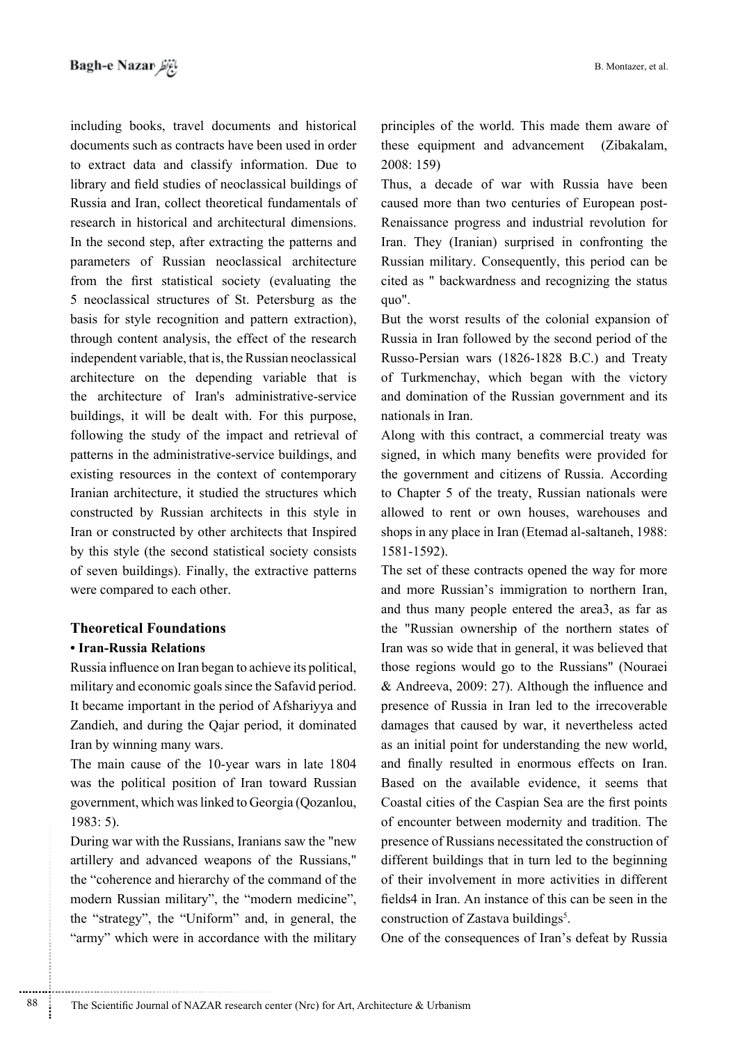including books, travel documents and historical documents such as contracts have been used in order to extract data and classify information. Due to library and field studies of neoclassical buildings of Russia and Iran, collect theoretical fundamentals of research in historical and architectural dimensions. In the second step, after extracting the patterns and parameters of Russian neoclassical architecture from the first statistical society (evaluating the 5 neoclassical structures of St. Petersburg as the basis for style recognition and pattern extraction), through content analysis, the effect of the research independent variable, that is, the Russian neoclassical architecture on the depending variable that is the architecture of Iran's administrative-service buildings, it will be dealt with. For this purpose, following the study of the impact and retrieval of patterns in the administrative-service buildings, and existing resources in the context of contemporary Iranian architecture, it studied the structures which constructed by Russian architects in this style in Iran or constructed by other architects that Inspired by this style (the second statistical society consists of seven buildings). Finally, the extractive patterns were compared to each other.

## Theoretical Foundations

### • Iran-Russia Relations

Russia influence on Iran began to achieve its political, military and economic goals since the Safavid period. It became important in the period of Afshariyya and Zandieh, and during the Qajar period, it dominated Iran by winning many wars.

The main cause of the 10-year wars in late 1804 was the political position of Iran toward Russian government, which was linked to Georgia (Qozanlou, 1983: 5).

During war with the Russians, Iranians saw the "new artillery and advanced weapons of the Russians," the "coherence and hierarchy of the command of the modern Russian military", the "modern medicine", the "strategy", the "Uniform" and, in general, the "army" which were in accordance with the military principles of the world. This made them aware of these equipment and advancement (Zibakalam, 2008: 159)

Thus, a decade of war with Russia have been caused more than two centuries of European post-Renaissance progress and industrial revolution for Iran. They (Iranian) surprised in confronting the Russian military. Consequently, this period can be cited as " backwardness and recognizing the status quo".

But the worst results of the colonial expansion of Russia in Iran followed by the second period of the Russo-Persian wars (1826-1828 B.C.) and Treaty of Turkmenchay, which began with the victory and domination of the Russian government and its nationals in Iran.

Along with this contract, a commercial treaty was signed, in which many benefits were provided for the government and citizens of Russia. According to Chapter 5 of the treaty, Russian nationals were allowed to rent or own houses, warehouses and shops in any place in Iran (Etemad al-saltaneh, 1988: 1581-1592).

The set of these contracts opened the way for more and more Russian's immigration to northern Iran, and thus many people entered the area3, as far as the "Russian ownership of the northern states of Iran was so wide that in general, it was believed that those regions would go to the Russians" (Nouraei & Andreeva, 2009: 27). Although the influence and presence of Russia in Iran led to the irrecoverable damages that caused by war, it nevertheless acted as an initial point for understanding the new world, and finally resulted in enormous effects on Iran. Based on the available evidence, it seems that Coastal cities of the Caspian Sea are the first points of encounter between modernity and tradition. The presence of Russians necessitated the construction of different buildings that in turn led to the beginning of their involvement in more activities in different fields4 in Iran. An instance of this can be seen in the construction of Zastava buildings[5].

One of the consequences of Iran's defeat by Russia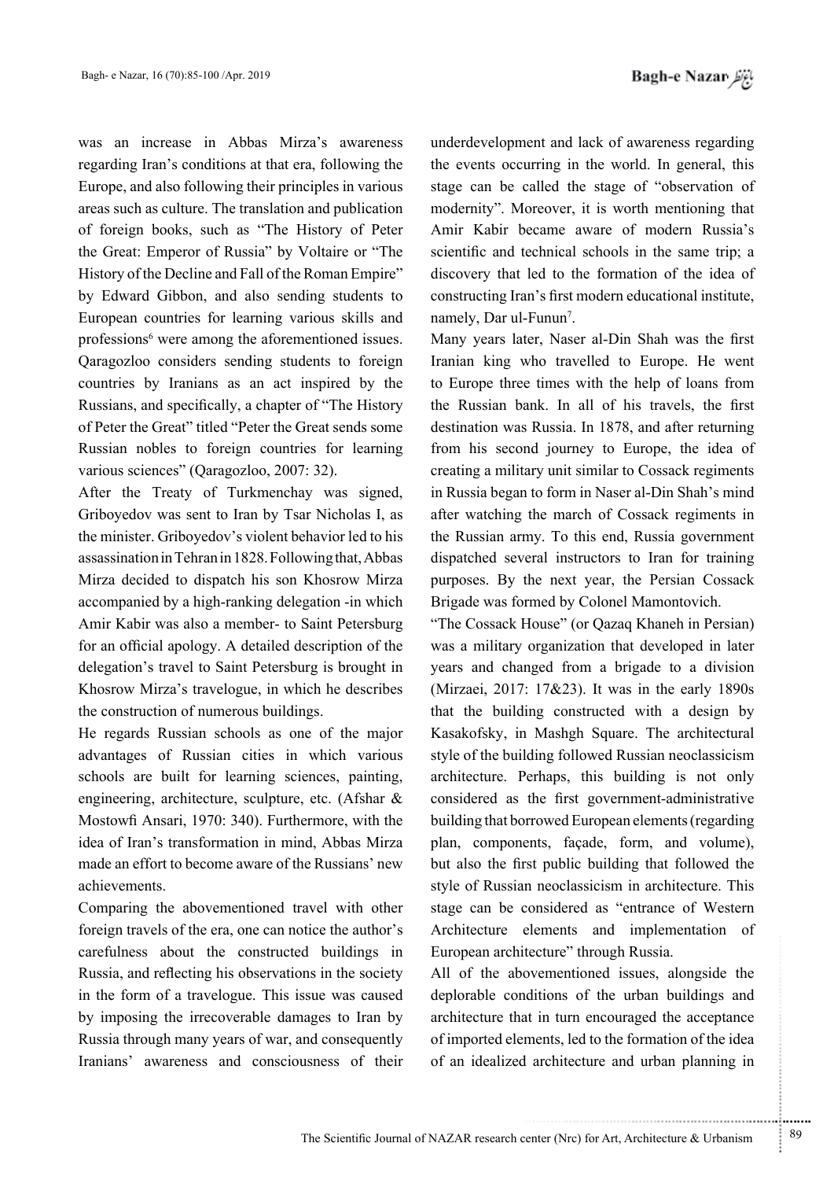was an increase in Abbas Mirza's awareness regarding Iran's conditions at that era, following the Europe, and also following their principles in various areas such as culture. The translation and publication of foreign books, such as "The History of Peter the Great: Emperor of Russia" by Voltaire or "The History of the Decline and Fall of the Roman Empire" by Edward Gibbon, and also sending students to European countries for learning various skills and professions[6] were among the aforementioned issues. Qaragozloo considers sending students to foreign countries by Iranians as an act inspired by the Russians, and specifically, a chapter of "The History of Peter the Great" titled "Peter the Great sends some Russian nobles to foreign countries for learning various sciences" (Qaragozloo, 2007: 32).

After the Treaty of Turkmenchay was signed, Griboyedov was sent to Iran by Tsar Nicholas I, as the minister. Griboyedov's violent behavior led to his assassination in Tehran in 1828. Following that, Abbas Mirza decided to dispatch his son Khosrow Mirza accompanied by a high-ranking delegation -in which Amir Kabir was also a member- to Saint Petersburg for an official apology. A detailed description of the delegation's travel to Saint Petersburg is brought in Khosrow Mirza's travelogue, in which he describes the construction of numerous buildings.

He regards Russian schools as one of the major advantages of Russian cities in which various schools are built for learning sciences, painting, engineering, architecture, sculpture, etc. (Afshar & Mostowfi Ansari, 1970: 340). Furthermore, with the idea of Iran's transformation in mind, Abbas Mirza made an effort to become aware of the Russians' new achievements.

Comparing the abovementioned travel with other foreign travels of the era, one can notice the author's carefulness about the constructed buildings in Russia, and reflecting his observations in the society in the form of a travelogue. This issue was caused by imposing the irrecoverable damages to Iran by Russia through many years of war, and consequently Iranians' awareness and consciousness of their underdevelopment and lack of awareness regarding the events occurring in the world. In general, this stage can be called the stage of "observation of modernity". Moreover, it is worth mentioning that Amir Kabir became aware of modern Russia's scientific and technical schools in the same trip; a discovery that led to the formation of the idea of constructing Iran's first modern educational institute, namely, Dar ul-Funun[7].

Many years later, Naser al-Din Shah was the first Iranian king who travelled to Europe. He went to Europe three times with the help of loans from the Russian bank. In all of his travels, the first destination was Russia. In 1878, and after returning from his second journey to Europe, the idea of creating a military unit similar to Cossack regiments in Russia began to form in Naser al-Din Shah's mind after watching the march of Cossack regiments in the Russian army. To this end, Russia government dispatched several instructors to Iran for training purposes. By the next year, the Persian Cossack Brigade was formed by Colonel Mamontovich.

"The Cossack House" (or Qazaq Khaneh in Persian) was a military organization that developed in later years and changed from a brigade to a division (Mirzaei, 2017: 17&23). It was in the early 1890s that the building constructed with a design by Kasakofsky, in Mashgh Square. The architectural style of the building followed Russian neoclassicism architecture. Perhaps, this building is not only considered as the first government-administrative building that borrowed European elements (regarding plan, components, façade, form, and volume), but also the first public building that followed the style of Russian neoclassicism in architecture. This stage can be considered as "entrance of Western Architecture elements and implementation of European architecture" through Russia.

All of the abovementioned issues, alongside the deplorable conditions of the urban buildings and architecture that in turn encouraged the acceptance of imported elements, led to the formation of the idea of an idealized architecture and urban planning in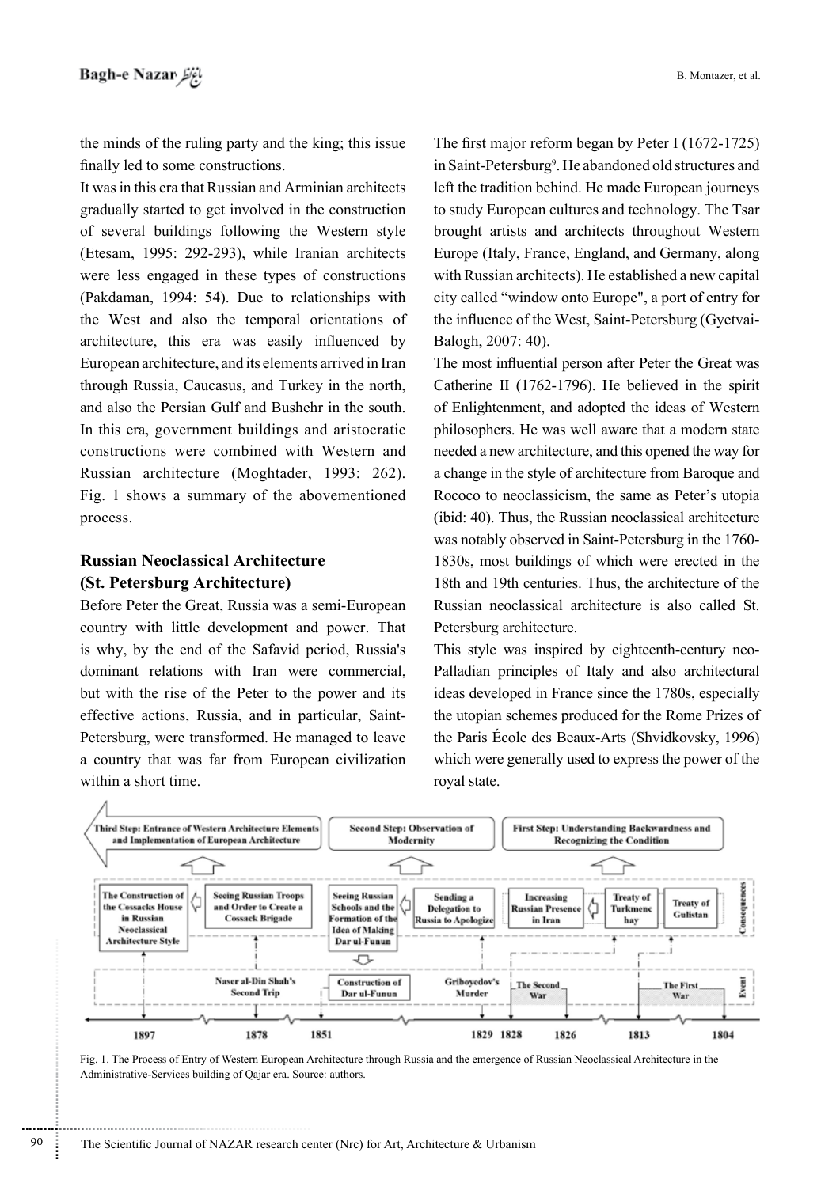the minds of the ruling party and the king; this issue finally led to some constructions.

It was in this era that Russian and Arminian architects gradually started to get involved in the construction of several buildings following the Western style (Etesam, 1995: 292-293), while Iranian architects were less engaged in these types of constructions (Pakdaman, 1994: 54). Due to relationships with the West and also the temporal orientations of architecture, this era was easily influenced by European architecture, and its elements arrived in Iran through Russia, Caucasus, and Turkey in the north, and also the Persian Gulf and Bushehr in the south. In this era, government buildings and aristocratic constructions were combined with Western and Russian architecture (Moghtader, 1993: 262). Fig. 1 shows a summary of the abovementioned process.

## Russian Neoclassical Architecture (St. Petersburg Architecture)

Before Peter the Great, Russia was a semi-European country with little development and power. That is why, by the end of the Safavid period, Russia's dominant relations with Iran were commercial, but with the rise of the Peter to the power and its effective actions, Russia, and in particular, Saint-Petersburg, were transformed. He managed to leave a country that was far from European civilization within a short time.

The first major reform began by Peter I (1672-1725) in Saint-Petersburg[9]. He abandoned old structures and left the tradition behind. He made European journeys to study European cultures and technology. The Tsar brought artists and architects throughout Western Europe (Italy, France, England, and Germany, along with Russian architects). He established a new capital city called "window onto Europe", a port of entry for the influence of the West, Saint-Petersburg (Gyetvai-Balogh, 2007: 40).

The most influential person after Peter the Great was Catherine II (1762-1796). He believed in the spirit of Enlightenment, and adopted the ideas of Western philosophers. He was well aware that a modern state needed a new architecture, and this opened the way for a change in the style of architecture from Baroque and Rococo to neoclassicism, the same as Peter's utopia (ibid: 40). Thus, the Russian neoclassical architecture was notably observed in Saint-Petersburg in the 1760-1830s, most buildings of which were erected in the 18th and 19th centuries. Thus, the architecture of the Russian neoclassical architecture is also called St. Petersburg architecture.

This style was inspired by eighteenth-century neo-Palladian principles of Italy and also architectural ideas developed in France since the 1780s, especially the utopian schemes produced for the Rome Prizes of the Paris École des Beaux-Arts (Shvidkovsky, 1996) which were generally used to express the power of the royal state.

Third Step: Entrance of Western Architecture Elements and Implementation of European Architecture — Second Step: Observation of Modernity — First Step: Understanding Backwardness and Recognizing the Condition

Consequences: The Construction of the Cossacks House in Russian Neoclassical Architecture Style ← Seeing Russian Troops and Order to Create a Cossack Brigade ← Seeing Russian Schools and the Formation of the Idea of Making Dar ul-Funun ← Sending a Delegation to Russia to Apologize ← Increasing Russian Presence in Iran ← Treaty of Turkmenchay ← Treaty of Gulistan

Event: Naser al-Din Shah's Second Trip; Construction of Dar ul-Funun; Griboyedov's Murder; The Second War; The First War

1897 — 1878 — 1851 — 1829 — 1828 — 1826 — 1813 — 1804

Fig. 1. The Process of Entry of Western European Architecture through Russia and the emergence of Russian Neoclassical Architecture in the Administrative-Services building of Qajar era. Source: authors.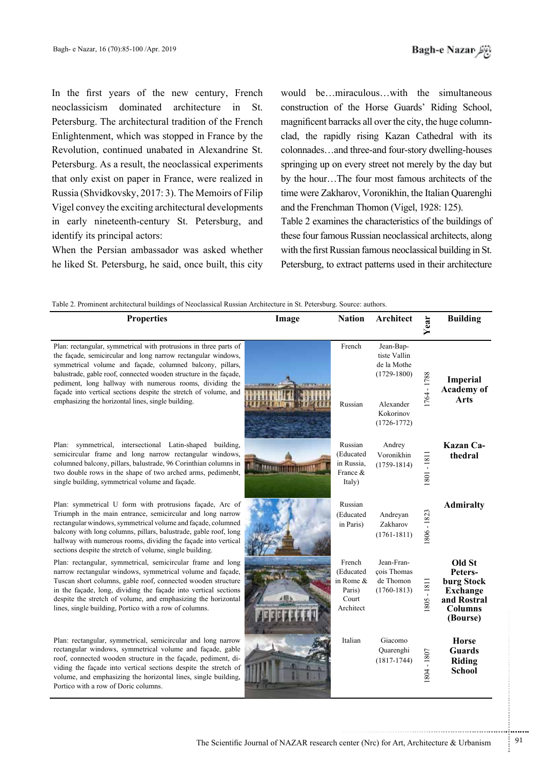In the first years of the new century, French neoclassicism dominated architecture in St. Petersburg. The architectural tradition of the French Enlightenment, which was stopped in France by the Revolution, continued unabated in Alexandrine St. Petersburg. As a result, the neoclassical experiments that only exist on paper in France, were realized in Russia (Shvidkovsky, 2017: 3). The Memoirs of Filip Vigel convey the exciting architectural developments in early nineteenth-century St. Petersburg, and identify its principal actors:

When the Persian ambassador was asked whether he liked St. Petersburg, he said, once built, this city would be…miraculous…with the simultaneous construction of the Horse Guards' Riding School, magnificent barracks all over the city, the huge column-clad, the rapidly rising Kazan Cathedral with its colonnades…and three-and four-story dwelling-houses springing up on every street not merely by the day but by the hour…The four most famous architects of the time were Zakharov, Voronikhin, the Italian Quarenghi and the Frenchman Thomon (Vigel, 1928: 125).

Table 2 examines the characteristics of the buildings of these four famous Russian neoclassical architects, along with the first Russian famous neoclassical building in St. Petersburg, to extract patterns used in their architecture

Table 2. Prominent architectural buildings of Neoclassical Russian Architecture in St. Petersburg. Source: authors.

| Properties | Image | Nation | Architect | Year | Building |
|---|---|---|---|---|---|
| Plan: rectangular, symmetrical with protrusions in three parts of the façade, semicircular and long narrow rectangular windows, symmetrical volume and façade, columned balcony, pillars, balustrade, gable roof, connected wooden structure in the façade, pediment, long hallway with numerous rooms, dividing the façade into vertical sections despite the stretch of volume, and emphasizing the horizontal lines, single building. | | French<br>Russian | Jean-Baptiste Vallin de la Mothe (1729-1800)<br>Alexander Kokorinov (1726-1772) | 1764 - 1788 | **Imperial Academy of Arts** |
| Plan: symmetrical, intersectional Latin-shaped building, semicircular frame and long narrow rectangular windows, columned balcony, pillars, balustrade, 96 Corinthian columns in two double rows in the shape of two arched arms, pedimenbt, single building, symmetrical volume and façade. | | Russian (Educated in Russia, France & Italy) | Andrey Voronikhin (1759-1814) | 1801 - 1811 | **Kazan Cathedral** |
| Plan: symmetrical U form with protrusions façade, Arc of Triumph in the main entrance, semicircular and long narrow rectangular windows, symmetrical volume and façade, columned balcony with long columns, pillars, balustrade, gable roof, long hallway with numerous rooms, dividing the façade into vertical sections despite the stretch of volume, single building. | | Russian (Educated in Paris) | Andreyan Zakharov (1761-1811) | 1806 - 1823 | **Admiralty** |
| Plan: rectangular, symmetrical, semicircular frame and long narrow rectangular windows, symmetrical volume and façade, Tuscan short columns, gable roof, connected wooden structure in the façade, long, dividing the façade into vertical sections despite the stretch of volume, and emphasizing the horizontal lines, single building, Portico with a row of columns. | | French (Educated in Rome & Paris) Court Architect | Jean-François Thomas de Thomon (1760-1813) | 1805 - 1811 | **Old St Petersburg Stock Exchange and Rostral Columns (Bourse)** |
| Plan: rectangular, symmetrical, semicircular and long narrow rectangular windows, symmetrical volume and façade, gable roof, connected wooden structure in the façade, pediment, dividing the façade into vertical sections despite the stretch of volume, and emphasizing the horizontal lines, single building, Portico with a row of Doric columns. | | Italian | Giacomo Quarenghi (1817-1744) | 1804 - 1807 | **Horse Guards Riding School** |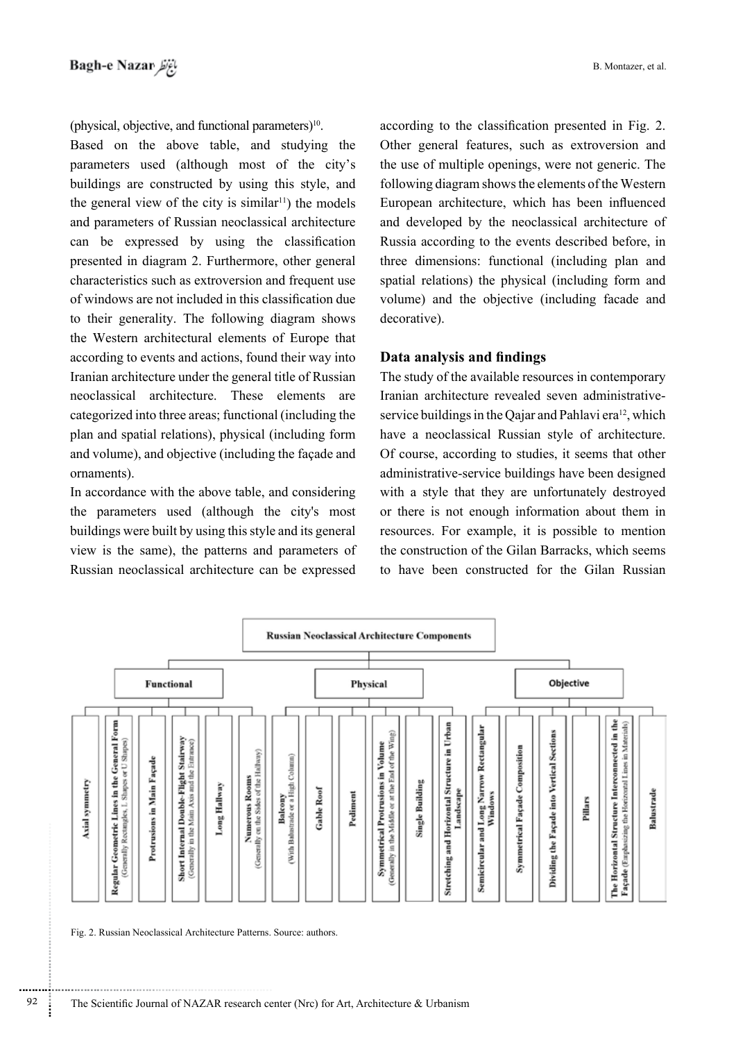(physical, objective, and functional parameters)[10].

Based on the above table, and studying the parameters used (although most of the city's buildings are constructed by using this style, and the general view of the city is similar[11]) the models and parameters of Russian neoclassical architecture can be expressed by using the classification presented in diagram 2. Furthermore, other general characteristics such as extroversion and frequent use of windows are not included in this classification due to their generality. The following diagram shows the Western architectural elements of Europe that according to events and actions, found their way into Iranian architecture under the general title of Russian neoclassical architecture. These elements are categorized into three areas; functional (including the plan and spatial relations), physical (including form and volume), and objective (including the façade and ornaments).

In accordance with the above table, and considering the parameters used (although the city's most buildings were built by using this style and its general view is the same), the patterns and parameters of Russian neoclassical architecture can be expressed according to the classification presented in Fig. 2. Other general features, such as extroversion and the use of multiple openings, were not generic. The following diagram shows the elements of the Western European architecture, which has been influenced and developed by the neoclassical architecture of Russia according to the events described before, in three dimensions: functional (including plan and spatial relations) the physical (including form and volume) and the objective (including facade and decorative).

## Data analysis and findings

The study of the available resources in contemporary Iranian architecture revealed seven administrative-service buildings in the Qajar and Pahlavi era[12], which have a neoclassical Russian style of architecture. Of course, according to studies, it seems that other administrative-service buildings have been designed with a style that they are unfortunately destroyed or there is not enough information about them in resources. For example, it is possible to mention the construction of the Gilan Barracks, which seems to have been constructed for the Gilan Russian

**Russian Neoclassical Architecture Components**

- **Functional**
  - Axial symmetry
  - Regular Geometric Lines in the General Form (Generally Rectangles, L Shapes or U Shapes)
  - Protrusions in Main Façade
  - Short Internal Double-Flight Stairway (Generally in the Main Axis and the Entrance)
  - Long Hallway
  - Numerous Rooms (Generally on the Sides of the Hallway)
- **Physical**
  - Balcony (With Balustrade or a High Column)
  - Gable Roof
  - Pediment
  - Symmetrical Protrusions in Volume (Generally in the Middle or at the End of the Wing)
  - Single Building
  - Stretching and Horizontal Structure in Urban Landscape
- **Objective**
  - Semicircular and Long Narrow Rectangular Windows
  - Symmetrical Façade Composition
  - Dividing the Façade into Vertical Sections
  - Pillars
  - The Horizontal Structure Interconnected in the Façade (Emphasizing the Horizontal Lines in Materials)
  - Balustrade

Fig. 2. Russian Neoclassical Architecture Patterns. Source: authors.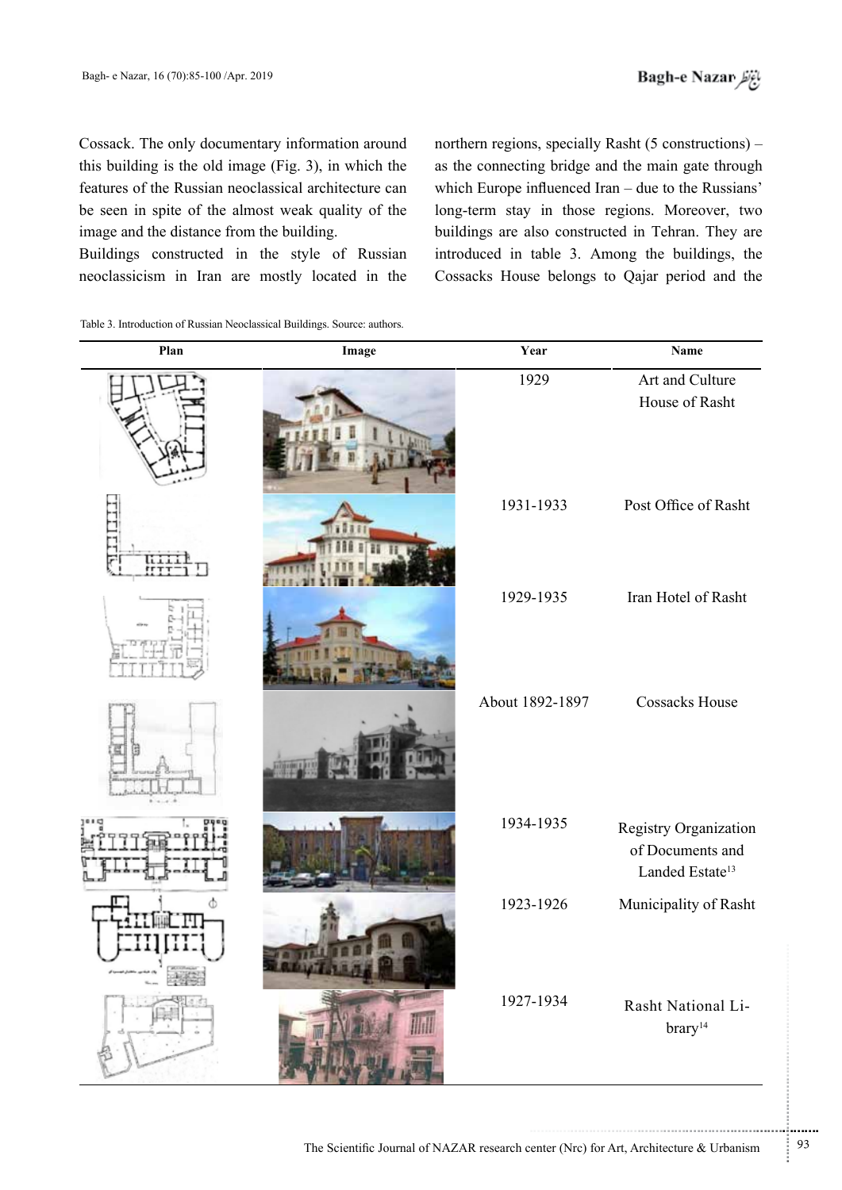Cossack. The only documentary information around this building is the old image (Fig. 3), in which the features of the Russian neoclassical architecture can be seen in spite of the almost weak quality of the image and the distance from the building.

Buildings constructed in the style of Russian neoclassicism in Iran are mostly located in the northern regions, specially Rasht (5 constructions) – as the connecting bridge and the main gate through which Europe influenced Iran – due to the Russians' long-term stay in those regions. Moreover, two buildings are also constructed in Tehran. They are introduced in table 3. Among the buildings, the Cossacks House belongs to Qajar period and the

Table 3. Introduction of Russian Neoclassical Buildings. Source: authors.

| Plan | Image | Year | Name |
|---|---|---|---|
| | | 1929 | Art and Culture House of Rasht |
| | | 1931-1933 | Post Office of Rasht |
| | | 1929-1935 | Iran Hotel of Rasht |
| | | About 1892-1897 | Cossacks House |
| | | 1934-1935 | Registry Organization of Documents and Landed Estate[13] |
| | | 1923-1926 | Municipality of Rasht |
| | | 1927-1934 | Rasht National Library[14] |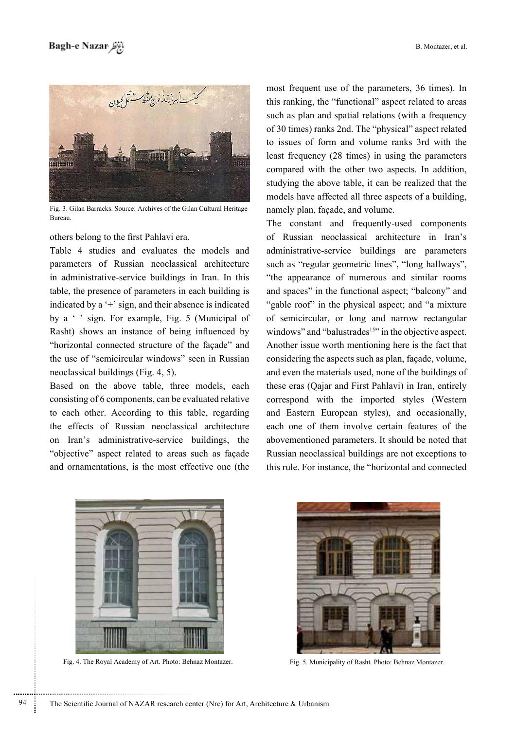Fig. 3. Gilan Barracks. Source: Archives of the Gilan Cultural Heritage Bureau.

others belong to the first Pahlavi era.

Table 4 studies and evaluates the models and parameters of Russian neoclassical architecture in administrative-service buildings in Iran. In this table, the presence of parameters in each building is indicated by a '+' sign, and their absence is indicated by a '–' sign. For example, Fig. 5 (Municipal of Rasht) shows an instance of being influenced by "horizontal connected structure of the façade" and the use of "semicircular windows" seen in Russian neoclassical buildings (Fig. 4, 5).

Based on the above table, three models, each consisting of 6 components, can be evaluated relative to each other. According to this table, regarding the effects of Russian neoclassical architecture on Iran's administrative-service buildings, the "objective" aspect related to areas such as façade and ornamentations, is the most effective one (the most frequent use of the parameters, 36 times). In this ranking, the "functional" aspect related to areas such as plan and spatial relations (with a frequency of 30 times) ranks 2nd. The "physical" aspect related to issues of form and volume ranks 3rd with the least frequency (28 times) in using the parameters compared with the other two aspects. In addition, studying the above table, it can be realized that the models have affected all three aspects of a building, namely plan, façade, and volume.

The constant and frequently-used components of Russian neoclassical architecture in Iran's administrative-service buildings are parameters such as "regular geometric lines", "long hallways", "the appearance of numerous and similar rooms and spaces" in the functional aspect; "balcony" and "gable roof" in the physical aspect; and "a mixture of semicircular, or long and narrow rectangular windows" and "balustrades[15]" in the objective aspect. Another issue worth mentioning here is the fact that considering the aspects such as plan, façade, volume, and even the materials used, none of the buildings of these eras (Qajar and First Pahlavi) in Iran, entirely correspond with the imported styles (Western and Eastern European styles), and occasionally, each one of them involve certain features of the abovementioned parameters. It should be noted that Russian neoclassical buildings are not exceptions to this rule. For instance, the "horizontal and connected

Fig. 4. The Royal Academy of Art. Photo: Behnaz Montazer.

Fig. 5. Municipality of Rasht. Photo: Behnaz Montazer.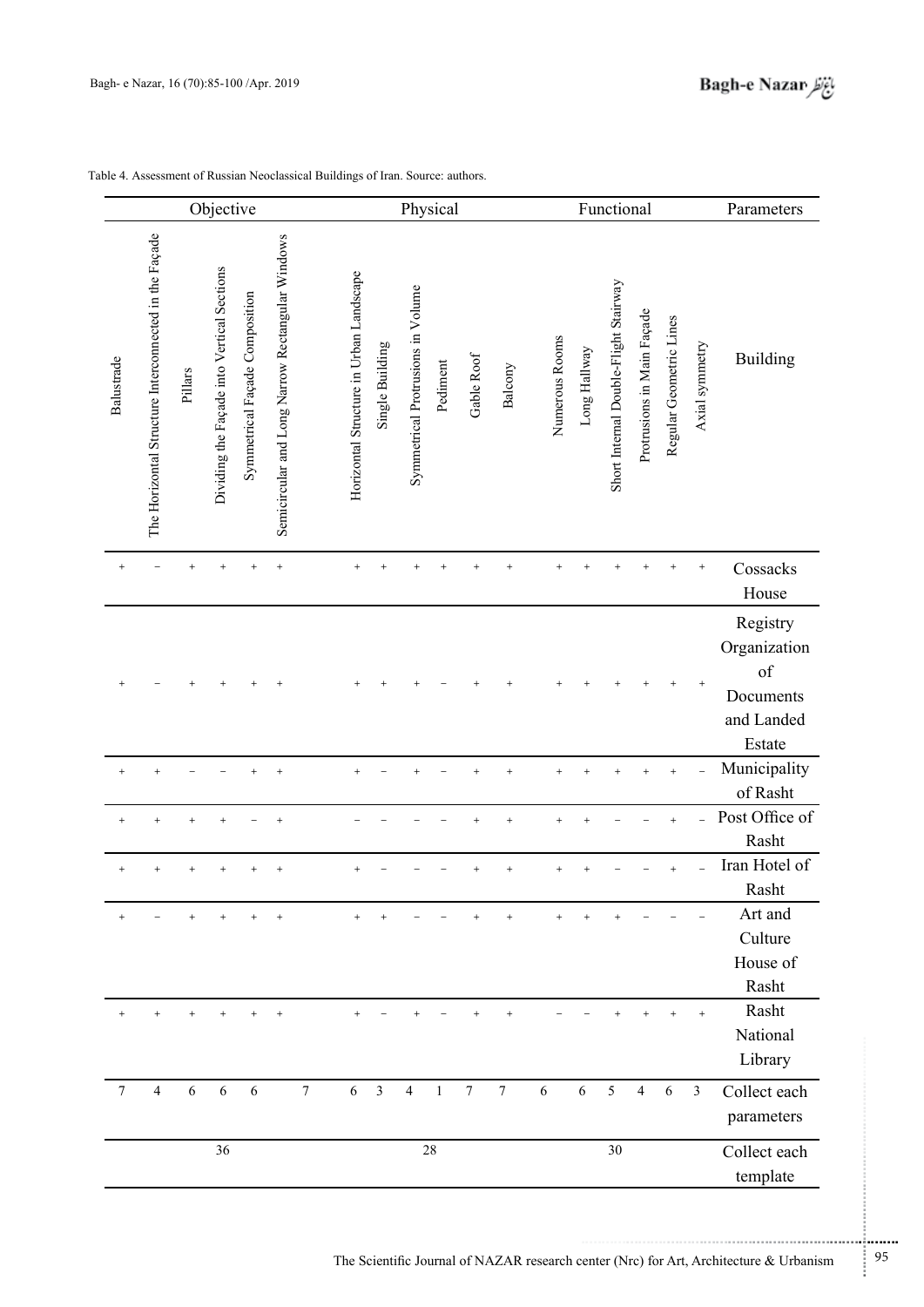Table 4. Assessment of Russian Neoclassical Buildings of Iran. Source: authors.

| Objective | | | | | | Physical | | | | | | Functional | | | | | | Parameters |
|---|---|---|---|---|---|---|---|---|---|---|---|---|---|---|---|---|---|---|
| Balustrade | The Horizontal Structure Interconnected in the Façade | Pillars | Dividing the Façade into Vertical Sections | Symmetrical Façade Composition | Semicircular and Long Narrow Rectangular Windows | Horizontal Structure in Urban Landscape | Single Building | Symmetrical Protrusions in Volume | Pediment | Gable Roof | Balcony | Numerous Rooms | Long Hallway | Short Internal Double-Flight Stairway | Protrusions in Main Façade | Regular Geometric Lines | Axial symmetry | Building |
| + | − | + | + | + | + | + | + | + | + | + | + | + | + | + | + | + | + | Cossacks House |
| + | − | + | + | + | + | + | + | + | − | + | + | + | + | + | + | + | + | Registry Organization of Documents and Landed Estate |
| + | + | − | − | + | + | + | − | + | − | + | + | + | + | + | + | + | − | Municipality of Rasht |
| + | + | + | + | − | + | − | − | − | − | + | + | + | + | − | − | + | − | Post Office of Rasht |
| + | + | + | + | + | + | + | − | − | − | + | + | + | + | − | − | + | − | Iran Hotel of Rasht |
| + | − | + | + | + | + | + | + | − | − | + | + | + | + | + | − | − | − | Art and Culture House of Rasht |
| + | + | + | + | + | + | + | − | + | − | + | + | − | − | + | + | + | + | Rasht National Library |
| 7 | 4 | 6 | 6 | 6 | 7 | 6 | 3 | 4 | 1 | 7 | 7 | 6 | 6 | 5 | 4 | 6 | 3 | Collect each parameters |
| 36 | | | | | | 28 | | | | | | 30 | | | | | | Collect each template |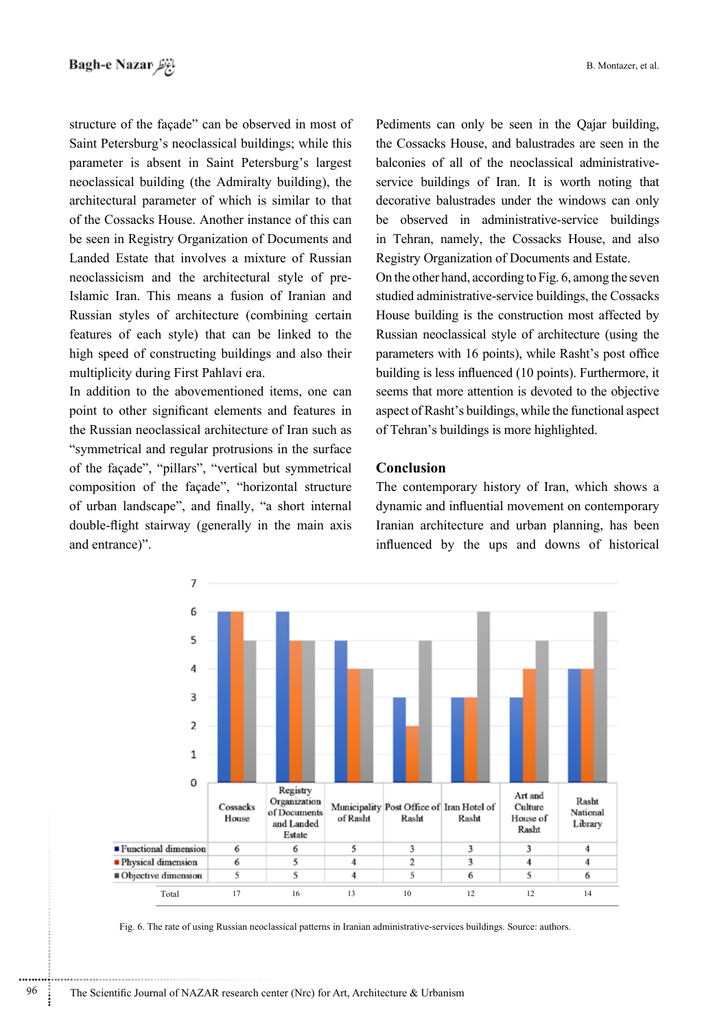structure of the façade" can be observed in most of Saint Petersburg's neoclassical buildings; while this parameter is absent in Saint Petersburg's largest neoclassical building (the Admiralty building), the architectural parameter of which is similar to that of the Cossacks House. Another instance of this can be seen in Registry Organization of Documents and Landed Estate that involves a mixture of Russian neoclassicism and the architectural style of pre-Islamic Iran. This means a fusion of Iranian and Russian styles of architecture (combining certain features of each style) that can be linked to the high speed of constructing buildings and also their multiplicity during First Pahlavi era.

In addition to the abovementioned items, one can point to other significant elements and features in the Russian neoclassical architecture of Iran such as "symmetrical and regular protrusions in the surface of the façade", "pillars", "vertical but symmetrical composition of the façade", "horizontal structure of urban landscape", and finally, "a short internal double-flight stairway (generally in the main axis and entrance)".

Pediments can only be seen in the Qajar building, the Cossacks House, and balustrades are seen in the balconies of all of the neoclassical administrative-service buildings of Iran. It is worth noting that decorative balustrades under the windows can only be observed in administrative-service buildings in Tehran, namely, the Cossacks House, and also Registry Organization of Documents and Estate.

On the other hand, according to Fig. 6, among the seven studied administrative-service buildings, the Cossacks House building is the construction most affected by Russian neoclassical style of architecture (using the parameters with 16 points), while Rasht's post office building is less influenced (10 points). Furthermore, it seems that more attention is devoted to the objective aspect of Rasht's buildings, while the functional aspect of Tehran's buildings is more highlighted.

## Conclusion

The contemporary history of Iran, which shows a dynamic and influential movement on contemporary Iranian architecture and urban planning, has been influenced by the ups and downs of historical

| | Cossacks House | Registry Organization of Documents and Landed Estate | Municipality of Rasht | Post Office of Rasht | Iran Hotel of Rasht | Art and Culture House of Rasht | Rasht National Library |
|---|---|---|---|---|---|---|---|
| Functional dimension | 6 | 6 | 5 | 3 | 3 | 3 | 4 |
| Physical dimension | 6 | 5 | 4 | 2 | 3 | 4 | 4 |
| Objective dimension | 5 | 5 | 4 | 5 | 6 | 5 | 6 |
| Total | 17 | 16 | 13 | 10 | 12 | 12 | 14 |

Fig. 6. The rate of using Russian neoclassical patterns in Iranian administrative-services buildings. Source: authors.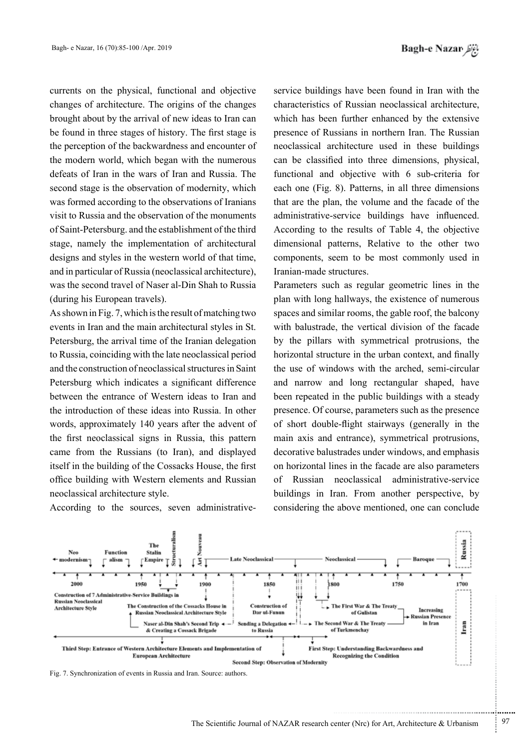currents on the physical, functional and objective changes of architecture. The origins of the changes brought about by the arrival of new ideas to Iran can be found in three stages of history. The first stage is the perception of the backwardness and encounter of the modern world, which began with the numerous defeats of Iran in the wars of Iran and Russia. The second stage is the observation of modernity, which was formed according to the observations of Iranians visit to Russia and the observation of the monuments of Saint-Petersburg. and the establishment of the third stage, namely the implementation of architectural designs and styles in the western world of that time, and in particular of Russia (neoclassical architecture), was the second travel of Naser al-Din Shah to Russia (during his European travels).

As shown in Fig. 7, which is the result of matching two events in Iran and the main architectural styles in St. Petersburg, the arrival time of the Iranian delegation to Russia, coinciding with the late neoclassical period and the construction of neoclassical structures in Saint Petersburg which indicates a significant difference between the entrance of Western ideas to Iran and the introduction of these ideas into Russia. In other words, approximately 140 years after the advent of the first neoclassical signs in Russia, this pattern came from the Russians (to Iran), and displayed itself in the building of the Cossacks House, the first office building with Western elements and Russian neoclassical architecture style.

According to the sources, seven administrative-service buildings have been found in Iran with the characteristics of Russian neoclassical architecture, which has been further enhanced by the extensive presence of Russians in northern Iran. The Russian neoclassical architecture used in these buildings can be classified into three dimensions, physical, functional and objective with 6 sub-criteria for each one (Fig. 8). Patterns, in all three dimensions that are the plan, the volume and the facade of the administrative-service buildings have influenced. According to the results of Table 4, the objective dimensional patterns, Relative to the other two components, seem to be most commonly used in Iranian-made structures.

Parameters such as regular geometric lines in the plan with long hallways, the existence of numerous spaces and similar rooms, the gable roof, the balcony with balustrade, the vertical division of the facade by the pillars with symmetrical protrusions, the horizontal structure in the urban context, and finally the use of windows with the arched, semi-circular and narrow and long rectangular shaped, have been repeated in the public buildings with a steady presence. Of course, parameters such as the presence of short double-flight stairways (generally in the main axis and entrance), symmetrical protrusions, decorative balustrades under windows, and emphasis on horizontal lines in the facade are also parameters of Russian neoclassical administrative-service buildings in Iran. From another perspective, by considering the above mentioned, one can conclude

Fig. 7. Synchronization of events in Russia and Iran. Source: authors.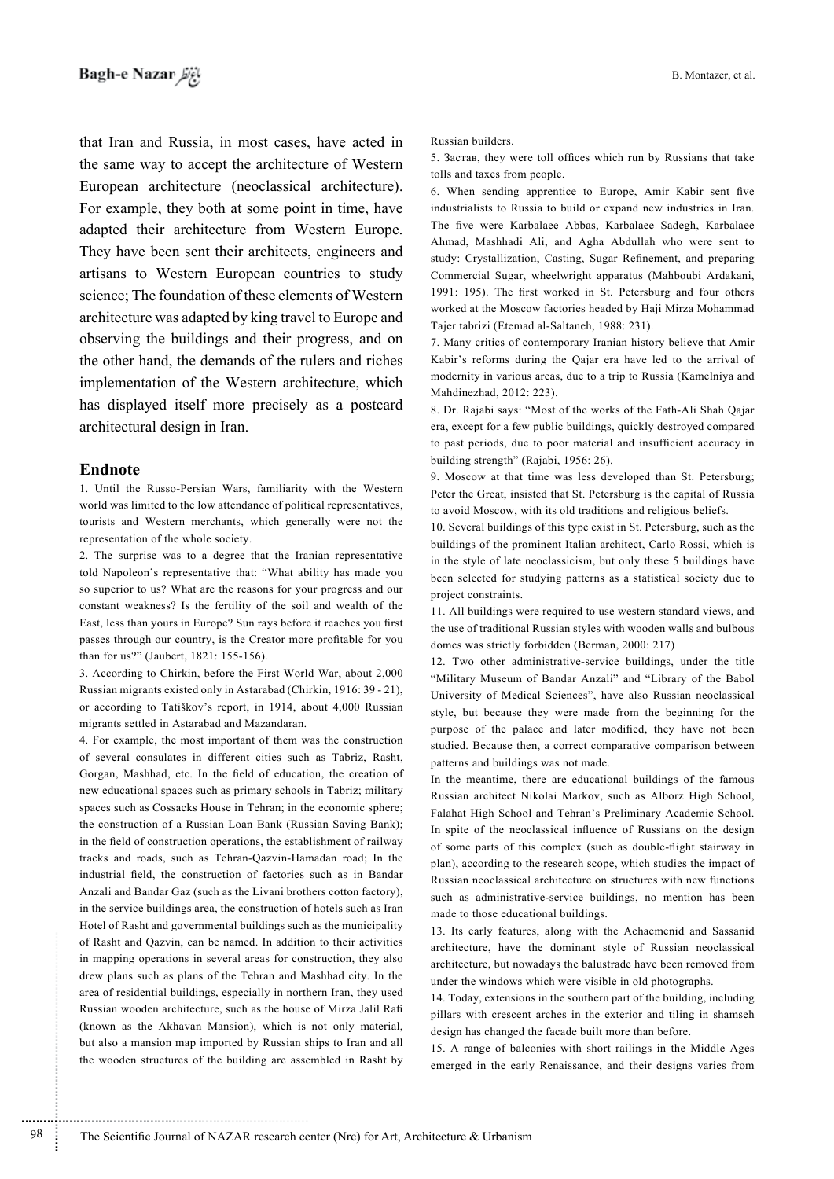that Iran and Russia, in most cases, have acted in the same way to accept the architecture of Western European architecture (neoclassical architecture). For example, they both at some point in time, have adapted their architecture from Western Europe. They have been sent their architects, engineers and artisans to Western European countries to study science; The foundation of these elements of Western architecture was adapted by king travel to Europe and observing the buildings and their progress, and on the other hand, the demands of the rulers and riches implementation of the Western architecture, which has displayed itself more precisely as a postcard architectural design in Iran.

## Endnote

1. Until the Russo-Persian Wars, familiarity with the Western world was limited to the low attendance of political representatives, tourists and Western merchants, which generally were not the representation of the whole society.

2. The surprise was to a degree that the Iranian representative told Napoleon's representative that: "What ability has made you so superior to us? What are the reasons for your progress and our constant weakness? Is the fertility of the soil and wealth of the East, less than yours in Europe? Sun rays before it reaches you first passes through our country, is the Creator more profitable for you than for us?" (Jaubert, 1821: 155-156).

3. According to Chirkin, before the First World War, about 2,000 Russian migrants existed only in Astarabad (Chirkin, 1916: 39 - 21), or according to Tatiškov's report, in 1914, about 4,000 Russian migrants settled in Astarabad and Mazandaran.

4. For example, the most important of them was the construction of several consulates in different cities such as Tabriz, Rasht, Gorgan, Mashhad, etc. In the field of education, the creation of new educational spaces such as primary schools in Tabriz; military spaces such as Cossacks House in Tehran; in the economic sphere; the construction of a Russian Loan Bank (Russian Saving Bank); in the field of construction operations, the establishment of railway tracks and roads, such as Tehran-Qazvin-Hamadan road; In the industrial field, the construction of factories such as in Bandar Anzali and Bandar Gaz (such as the Livani brothers cotton factory), in the service buildings area, the construction of hotels such as Iran Hotel of Rasht and governmental buildings such as the municipality of Rasht and Qazvin, can be named. In addition to their activities in mapping operations in several areas for construction, they also drew plans such as plans of the Tehran and Mashhad city. In the area of residential buildings, especially in northern Iran, they used Russian wooden architecture, such as the house of Mirza Jalil Rafi (known as the Akhavan Mansion), which is not only material, but also a mansion map imported by Russian ships to Iran and all the wooden structures of the building are assembled in Rasht by Russian builders.

5. Застав, they were toll offices which run by Russians that take tolls and taxes from people.

6. When sending apprentice to Europe, Amir Kabir sent five industrialists to Russia to build or expand new industries in Iran. The five were Karbalaee Abbas, Karbalaee Sadegh, Karbalaee Ahmad, Mashhadi Ali, and Agha Abdullah who were sent to study: Crystallization, Casting, Sugar Refinement, and preparing Commercial Sugar, wheelwright apparatus (Mahboubi Ardakani, 1991: 195). The first worked in St. Petersburg and four others worked at the Moscow factories headed by Haji Mirza Mohammad Tajer tabrizi (Etemad al-Saltaneh, 1988: 231).

7. Many critics of contemporary Iranian history believe that Amir Kabir's reforms during the Qajar era have led to the arrival of modernity in various areas, due to a trip to Russia (Kamelniya and Mahdinezhad, 2012: 223).

8. Dr. Rajabi says: "Most of the works of the Fath-Ali Shah Qajar era, except for a few public buildings, quickly destroyed compared to past periods, due to poor material and insufficient accuracy in building strength" (Rajabi, 1956: 26).

9. Moscow at that time was less developed than St. Petersburg; Peter the Great, insisted that St. Petersburg is the capital of Russia to avoid Moscow, with its old traditions and religious beliefs.

10. Several buildings of this type exist in St. Petersburg, such as the buildings of the prominent Italian architect, Carlo Rossi, which is in the style of late neoclassicism, but only these 5 buildings have been selected for studying patterns as a statistical society due to project constraints.

11. All buildings were required to use western standard views, and the use of traditional Russian styles with wooden walls and bulbous domes was strictly forbidden (Berman, 2000: 217)

12. Two other administrative-service buildings, under the title "Military Museum of Bandar Anzali" and "Library of the Babol University of Medical Sciences", have also Russian neoclassical style, but because they were made from the beginning for the purpose of the palace and later modified, they have not been studied. Because then, a correct comparative comparison between patterns and buildings was not made.

In the meantime, there are educational buildings of the famous Russian architect Nikolai Markov, such as Alborz High School, Falahat High School and Tehran's Preliminary Academic School. In spite of the neoclassical influence of Russians on the design of some parts of this complex (such as double-flight stairway in plan), according to the research scope, which studies the impact of Russian neoclassical architecture on structures with new functions such as administrative-service buildings, no mention has been made to those educational buildings.

13. Its early features, along with the Achaemenid and Sassanid architecture, have the dominant style of Russian neoclassical architecture, but nowadays the balustrade have been removed from under the windows which were visible in old photographs.

14. Today, extensions in the southern part of the building, including pillars with crescent arches in the exterior and tiling in shamseh design has changed the facade built more than before.

15. A range of balconies with short railings in the Middle Ages emerged in the early Renaissance, and their designs varies from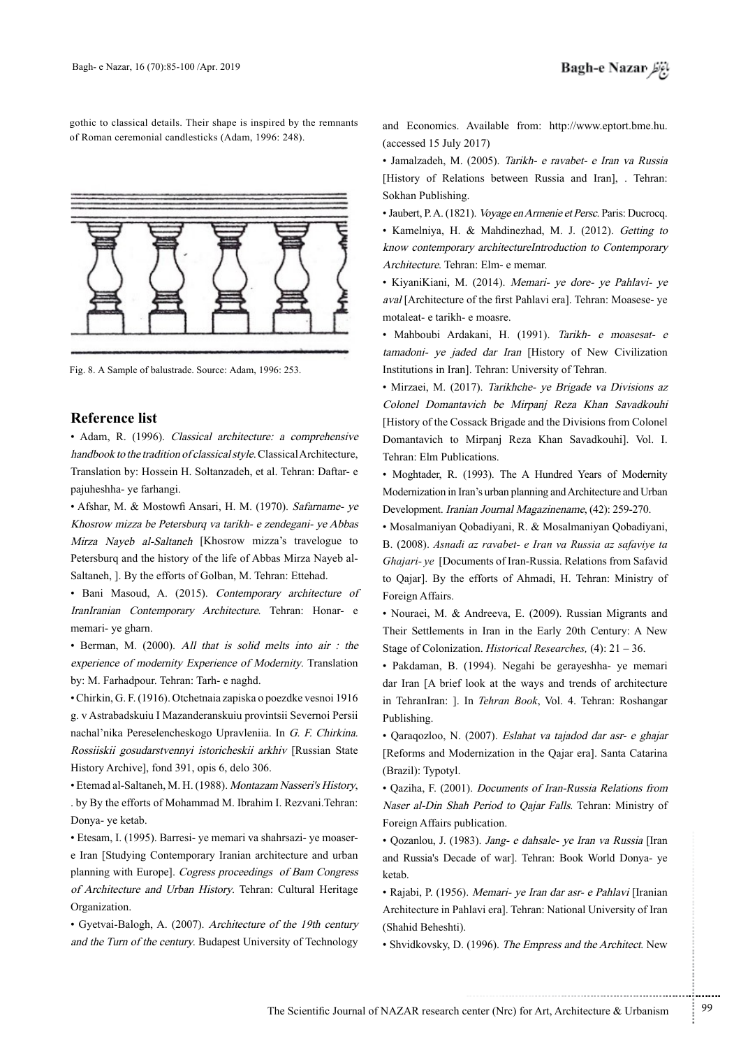gothic to classical details. Their shape is inspired by the remnants of Roman ceremonial candlesticks (Adam, 1996: 248).

Fig. 8. A Sample of balustrade. Source: Adam, 1996: 253.

## Reference list

• Adam, R. (1996). *Classical architecture: a comprehensive handbook to the tradition of classical style.* Classical Architecture, Translation by: Hossein H. Soltanzadeh, et al. Tehran: Daftar- e pajuheshha- ye farhangi.

• Afshar, M. & Mostowfi Ansari, H. M. (1970). *Safarname- ye Khosrow mizza be Petersburq va tarikh- e zendegani- ye Abbas Mirza Nayeb al-Saltaneh* [Khosrow mizza's travelogue to Petersburq and the history of the life of Abbas Mirza Nayeb al-Saltaneh, ]. By the efforts of Golban, M. Tehran: Ettehad.

• Bani Masoud, A. (2015). *Contemporary architecture of IranIranian Contemporary Architecture.* Tehran: Honar- e memari- ye gharn.

• Berman, M. (2000). *All that is solid melts into air : the experience of modernity Experience of Modernity.* Translation by: M. Farhadpour. Tehran: Tarh- e naghd.

• Chirkin, G. F. (1916). Otchetnaia zapiska o poezdke vesnoi 1916 g. v Astrabadskuiu I Mazanderanskuiu provintsii Severnoi Persii nachal'nika Pereselencheskogo Upravleniia. In *G. F. Chirkina. Rossiiskii gosudarstvennyi istoricheskii arkhiv* [Russian State History Archive], fond 391, opis 6, delo 306.

• Etemad al-Saltaneh, M. H. (1988). *Montazam Nasseri's History*, . by By the efforts of Mohammad M. Ibrahim I. Rezvani.Tehran: Donya- ye ketab.

• Etesam, I. (1995). Barresi- ye memari va shahrsazi- ye moaser-e Iran [Studying Contemporary Iranian architecture and urban planning with Europe]. *Cogress proceedings of Bam Congress of Architecture and Urban History.* Tehran: Cultural Heritage Organization.

• Gyetvai-Balogh, A. (2007). *Architecture of the 19th century and the Turn of the century.* Budapest University of Technology and Economics. Available from: http://www.eptort.bme.hu. (accessed 15 July 2017)

• Jamalzadeh, M. (2005). *Tarikh- e ravabet- e Iran va Russia* [History of Relations between Russia and Iran], . Tehran: Sokhan Publishing.

• Jaubert, P. A. (1821). *Voyage en Armenie et Perse.* Paris: Ducrocq.

• Kamelniya, H. & Mahdinezhad, M. J. (2012). *Getting to know contemporary architectureIntroduction to Contemporary Architecture.* Tehran: Elm- e memar.

• KiyaniKiani, M. (2014). *Memari- ye dore- ye Pahlavi- ye aval* [Architecture of the first Pahlavi era]. Tehran: Moasese- ye motaleat- e tarikh- e moasre.

• Mahboubi Ardakani, H. (1991). *Tarikh- e moasesat- e tamadoni- ye jaded dar Iran* [History of New Civilization Institutions in Iran]. Tehran: University of Tehran.

• Mirzaei, M. (2017). *Tarikhche- ye Brigade va Divisions az Colonel Domantavich be Mirpanj Reza Khan Savadkouhi* [History of the Cossack Brigade and the Divisions from Colonel Domantavich to Mirpanj Reza Khan Savadkouhi]. Vol. I. Tehran: Elm Publications.

• Moghtader, R. (1993). The A Hundred Years of Modernity Modernization in Iran's urban planning and Architecture and Urban Development. *Iranian Journal Magazinename*, (42): 259-270.

• Mosalmaniyan Qobadiyani, R. & Mosalmaniyan Qobadiyani, B. (2008). *Asnadi az ravabet- e Iran va Russia az safaviye ta Ghajari- ye* [Documents of Iran-Russia. Relations from Safavid to Qajar]. By the efforts of Ahmadi, H. Tehran: Ministry of Foreign Affairs.

• Nouraei, M. & Andreeva, E. (2009). Russian Migrants and Their Settlements in Iran in the Early 20th Century: A New Stage of Colonization. *Historical Researches,* (4): 21 – 36.

• Pakdaman, B. (1994). Negahi be gerayeshha- ye memari dar Iran [A brief look at the ways and trends of architecture in TehranIran: ]. In *Tehran Book*, Vol. 4. Tehran: Roshangar Publishing.

• Qaraqozloo, N. (2007). *Eslahat va tajadod dar asr- e ghajar* [Reforms and Modernization in the Qajar era]. Santa Catarina (Brazil): Typotyl.

• Qaziha, F. (2001). *Documents of Iran-Russia Relations from Naser al-Din Shah Period to Qajar Falls.* Tehran: Ministry of Foreign Affairs publication.

• Qozanlou, J. (1983). *Jang- e dahsale- ye Iran va Russia* [Iran and Russia's Decade of war]. Tehran: Book World Donya- ye ketab.

• Rajabi, P. (1956). *Memari- ye Iran dar asr- e Pahlavi* [Iranian Architecture in Pahlavi era]. Tehran: National University of Iran (Shahid Beheshti).

• Shvidkovsky, D. (1996). *The Empress and the Architect.* New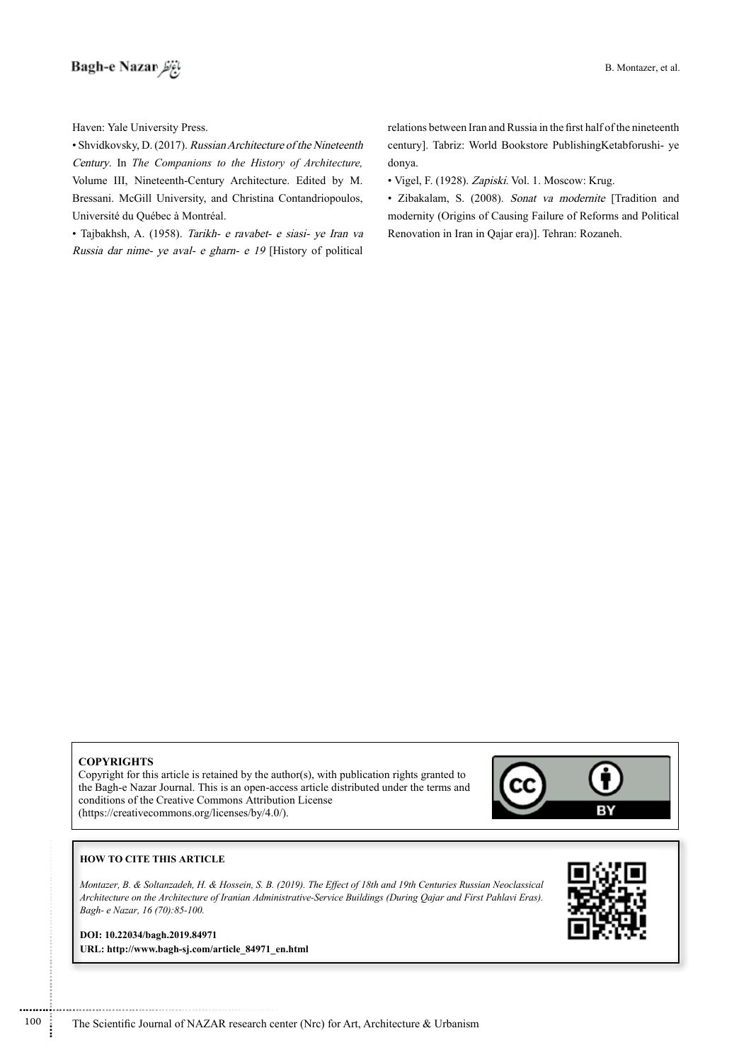Haven: Yale University Press.

• Shvidkovsky, D. (2017). *Russian Architecture of the Nineteenth Century*. In *The Companions to the History of Architecture,* Volume III, Nineteenth-Century Architecture. Edited by M. Bressani. McGill University, and Christina Contandriopoulos, Université du Québec à Montréal.

• Tajbakhsh, A. (1958). *Tarikh- e ravabet- e siasi- ye Iran va Russia dar nime- ye aval- e gharn- e 19* [History of political relations between Iran and Russia in the first half of the nineteenth century]. Tabriz: World Bookstore PublishingKetabforushi- ye donya.

• Vigel, F. (1928). *Zapiski*. Vol. 1. Moscow: Krug.

• Zibakalam, S. (2008). *Sonat va modernite* [Tradition and modernity (Origins of Causing Failure of Reforms and Political Renovation in Iran in Qajar era)]. Tehran: Rozaneh.

**COPYRIGHTS**

Copyright for this article is retained by the author(s), with publication rights granted to the Bagh-e Nazar Journal. This is an open-access article distributed under the terms and conditions of the Creative Commons Attribution License (https://creativecommons.org/licenses/by/4.0/).

**HOW TO CITE THIS ARTICLE**

*Montazer, B. & Soltanzadeh, H. & Hossein, S. B. (2019). The Effect of 18th and 19th Centuries Russian Neoclassical Architecture on the Architecture of Iranian Administrative-Service Buildings (During Qajar and First Pahlavi Eras). Bagh- e Nazar, 16 (70):85-100.*

**DOI: 10.22034/bagh.2019.84971**

**URL: http://www.bagh-sj.com/article_84971_en.html**